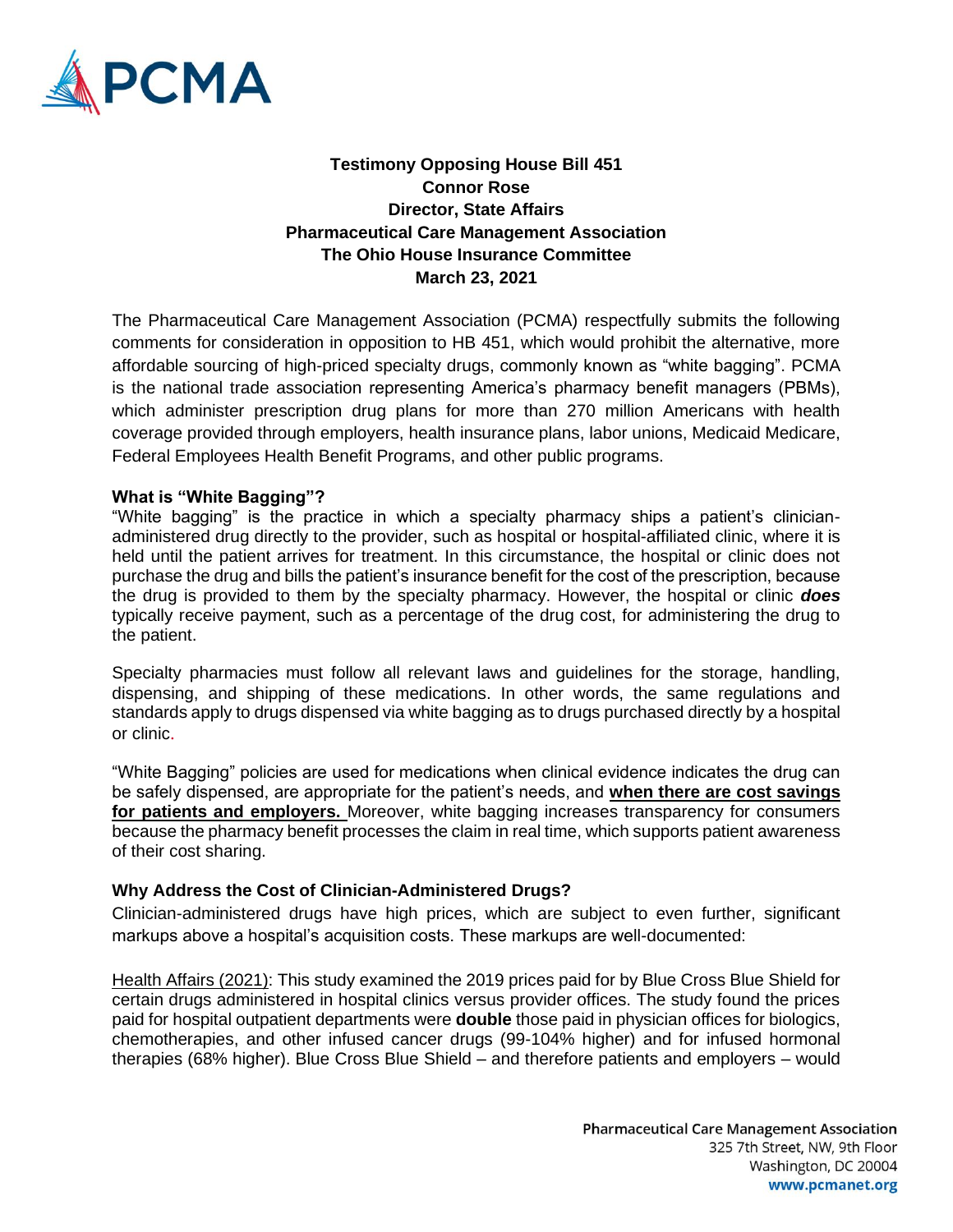**Testimony Opposing House Bill 451**
**Connor Rose**
**Director, State Affairs**
**Pharmaceutical Care Management Association**
**The Ohio House Insurance Committee**
**March 23, 2021**

The Pharmaceutical Care Management Association (PCMA) respectfully submits the following comments for consideration in opposition to HB 451, which would prohibit the alternative, more affordable sourcing of high-priced specialty drugs, commonly known as "white bagging". PCMA is the national trade association representing America's pharmacy benefit managers (PBMs), which administer prescription drug plans for more than 270 million Americans with health coverage provided through employers, health insurance plans, labor unions, Medicaid Medicare, Federal Employees Health Benefit Programs, and other public programs.

### What is "White Bagging"?

"White bagging" is the practice in which a specialty pharmacy ships a patient's clinician-administered drug directly to the provider, such as hospital or hospital-affiliated clinic, where it is held until the patient arrives for treatment. In this circumstance, the hospital or clinic does not purchase the drug and bills the patient's insurance benefit for the cost of the prescription, because the drug is provided to them by the specialty pharmacy. However, the hospital or clinic ***does*** typically receive payment, such as a percentage of the drug cost, for administering the drug to the patient.

Specialty pharmacies must follow all relevant laws and guidelines for the storage, handling, dispensing, and shipping of these medications. In other words, the same regulations and standards apply to drugs dispensed via white bagging as to drugs purchased directly by a hospital or clinic.

"White Bagging" policies are used for medications when clinical evidence indicates the drug can be safely dispensed, are appropriate for the patient's needs, and **when there are cost savings for patients and employers.** Moreover, white bagging increases transparency for consumers because the pharmacy benefit processes the claim in real time, which supports patient awareness of their cost sharing.

### Why Address the Cost of Clinician-Administered Drugs?

Clinician-administered drugs have high prices, which are subject to even further, significant markups above a hospital's acquisition costs. These markups are well-documented:

Health Affairs (2021): This study examined the 2019 prices paid for by Blue Cross Blue Shield for certain drugs administered in hospital clinics versus provider offices. The study found the prices paid for hospital outpatient departments were **double** those paid in physician offices for biologics, chemotherapies, and other infused cancer drugs (99-104% higher) and for infused hormonal therapies (68% higher). Blue Cross Blue Shield – and therefore patients and employers – would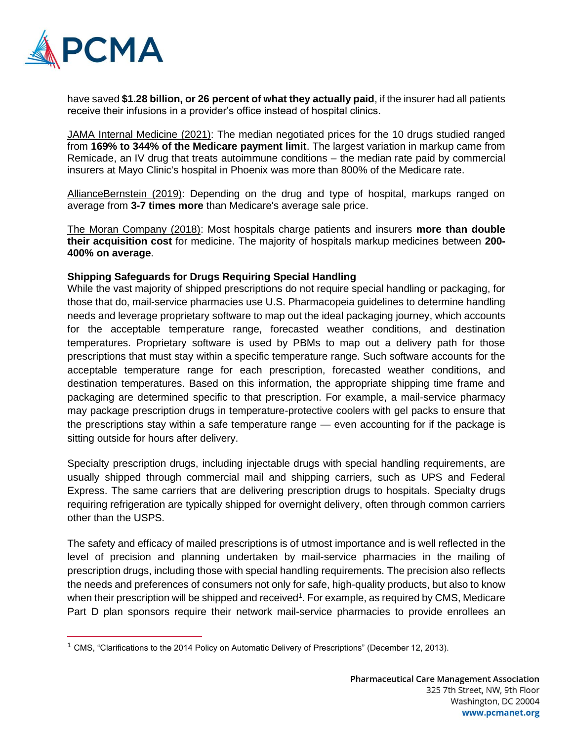have saved **$1.28 billion, or 26 percent of what they actually paid**, if the insurer had all patients receive their infusions in a provider's office instead of hospital clinics.

JAMA Internal Medicine (2021): The median negotiated prices for the 10 drugs studied ranged from **169% to 344% of the Medicare payment limit**. The largest variation in markup came from Remicade, an IV drug that treats autoimmune conditions – the median rate paid by commercial insurers at Mayo Clinic's hospital in Phoenix was more than 800% of the Medicare rate.

AllianceBernstein (2019): Depending on the drug and type of hospital, markups ranged on average from **3-7 times more** than Medicare's average sale price.

The Moran Company (2018): Most hospitals charge patients and insurers **more than double their acquisition cost** for medicine. The majority of hospitals markup medicines between **200-400% on average**.

**Shipping Safeguards for Drugs Requiring Special Handling**

While the vast majority of shipped prescriptions do not require special handling or packaging, for those that do, mail-service pharmacies use U.S. Pharmacopeia guidelines to determine handling needs and leverage proprietary software to map out the ideal packaging journey, which accounts for the acceptable temperature range, forecasted weather conditions, and destination temperatures. Proprietary software is used by PBMs to map out a delivery path for those prescriptions that must stay within a specific temperature range. Such software accounts for the acceptable temperature range for each prescription, forecasted weather conditions, and destination temperatures. Based on this information, the appropriate shipping time frame and packaging are determined specific to that prescription. For example, a mail-service pharmacy may package prescription drugs in temperature-protective coolers with gel packs to ensure that the prescriptions stay within a safe temperature range — even accounting for if the package is sitting outside for hours after delivery.

Specialty prescription drugs, including injectable drugs with special handling requirements, are usually shipped through commercial mail and shipping carriers, such as UPS and Federal Express. The same carriers that are delivering prescription drugs to hospitals. Specialty drugs requiring refrigeration are typically shipped for overnight delivery, often through common carriers other than the USPS.

The safety and efficacy of mailed prescriptions is of utmost importance and is well reflected in the level of precision and planning undertaken by mail-service pharmacies in the mailing of prescription drugs, including those with special handling requirements. The precision also reflects the needs and preferences of consumers not only for safe, high-quality products, but also to know when their prescription will be shipped and received[1]. For example, as required by CMS, Medicare Part D plan sponsors require their network mail-service pharmacies to provide enrollees an

[1] CMS, "Clarifications to the 2014 Policy on Automatic Delivery of Prescriptions" (December 12, 2013).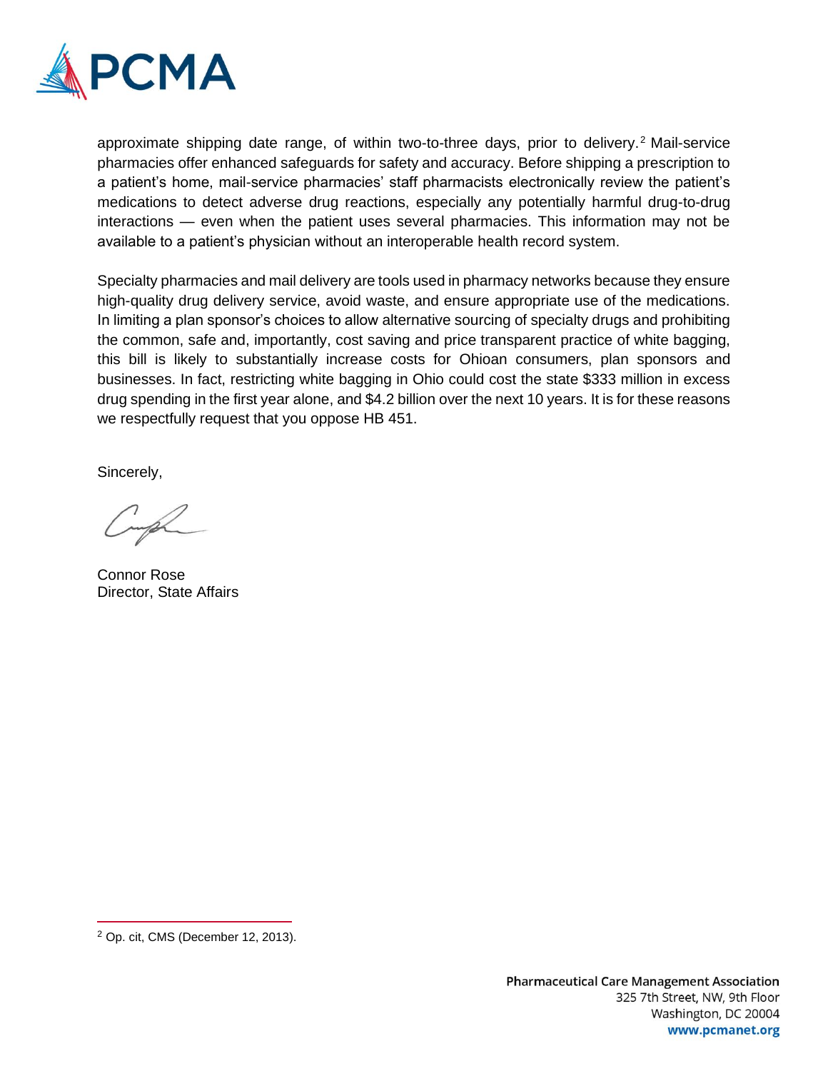approximate shipping date range, of within two-to-three days, prior to delivery.[2] Mail-service pharmacies offer enhanced safeguards for safety and accuracy. Before shipping a prescription to a patient's home, mail-service pharmacies' staff pharmacists electronically review the patient's medications to detect adverse drug reactions, especially any potentially harmful drug-to-drug interactions — even when the patient uses several pharmacies. This information may not be available to a patient's physician without an interoperable health record system.

Specialty pharmacies and mail delivery are tools used in pharmacy networks because they ensure high-quality drug delivery service, avoid waste, and ensure appropriate use of the medications. In limiting a plan sponsor's choices to allow alternative sourcing of specialty drugs and prohibiting the common, safe and, importantly, cost saving and price transparent practice of white bagging, this bill is likely to substantially increase costs for Ohioan consumers, plan sponsors and businesses. In fact, restricting white bagging in Ohio could cost the state $333 million in excess drug spending in the first year alone, and $4.2 billion over the next 10 years. It is for these reasons we respectfully request that you oppose HB 451.

Sincerely,

Connor Rose
Director, State Affairs

[2] Op. cit, CMS (December 12, 2013).

Pharmaceutical Care Management Association
325 7th Street, NW, 9th Floor
Washington, DC 20004
www.pcmanet.org